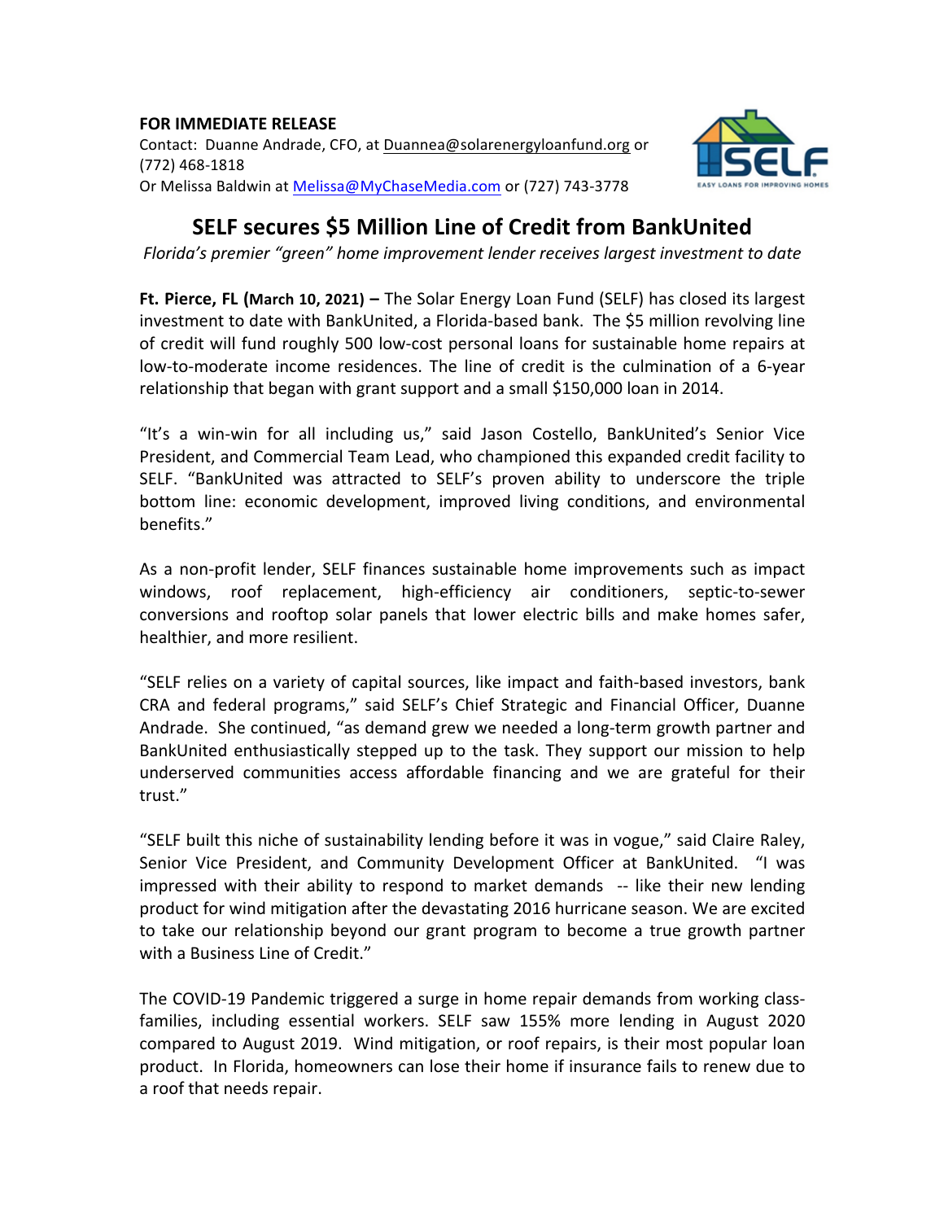**FOR IMMEDIATE RELEASE**
Contact: Duanne Andrade, CFO, at Duannea@solarenergyloanfund.org or (772) 468-1818
Or Melissa Baldwin at Melissa@MyChaseMedia.com or (727) 743-3778

# SELF secures $5 Million Line of Credit from BankUnited

*Florida's premier "green" home improvement lender receives largest investment to date*

**Ft. Pierce, FL (March 10, 2021) –** The Solar Energy Loan Fund (SELF) has closed its largest investment to date with BankUnited, a Florida-based bank. The $5 million revolving line of credit will fund roughly 500 low-cost personal loans for sustainable home repairs at low-to-moderate income residences. The line of credit is the culmination of a 6-year relationship that began with grant support and a small $150,000 loan in 2014.

"It's a win-win for all including us," said Jason Costello, BankUnited's Senior Vice President, and Commercial Team Lead, who championed this expanded credit facility to SELF. "BankUnited was attracted to SELF's proven ability to underscore the triple bottom line: economic development, improved living conditions, and environmental benefits."

As a non-profit lender, SELF finances sustainable home improvements such as impact windows, roof replacement, high-efficiency air conditioners, septic-to-sewer conversions and rooftop solar panels that lower electric bills and make homes safer, healthier, and more resilient.

"SELF relies on a variety of capital sources, like impact and faith-based investors, bank CRA and federal programs," said SELF's Chief Strategic and Financial Officer, Duanne Andrade. She continued, "as demand grew we needed a long-term growth partner and BankUnited enthusiastically stepped up to the task. They support our mission to help underserved communities access affordable financing and we are grateful for their trust."

"SELF built this niche of sustainability lending before it was in vogue," said Claire Raley, Senior Vice President, and Community Development Officer at BankUnited. "I was impressed with their ability to respond to market demands -- like their new lending product for wind mitigation after the devastating 2016 hurricane season. We are excited to take our relationship beyond our grant program to become a true growth partner with a Business Line of Credit."

The COVID-19 Pandemic triggered a surge in home repair demands from working class-families, including essential workers. SELF saw 155% more lending in August 2020 compared to August 2019. Wind mitigation, or roof repairs, is their most popular loan product. In Florida, homeowners can lose their home if insurance fails to renew due to a roof that needs repair.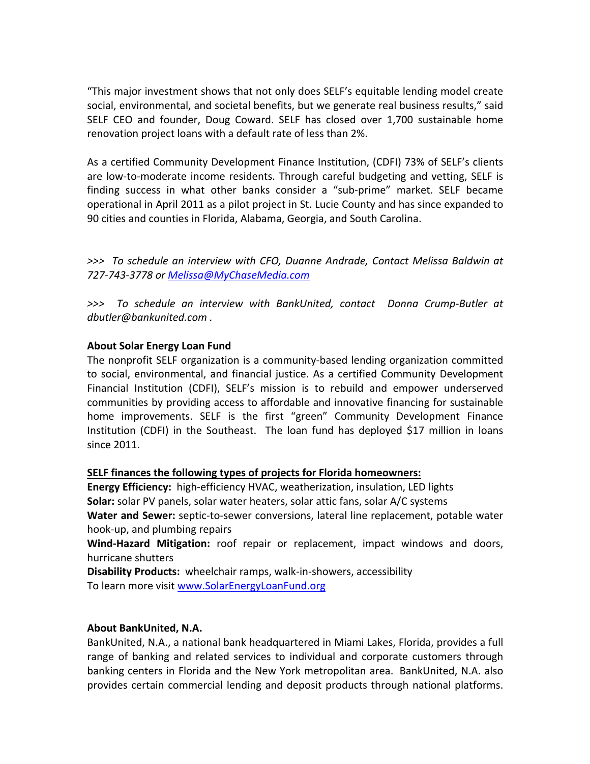"This major investment shows that not only does SELF's equitable lending model create social, environmental, and societal benefits, but we generate real business results," said SELF CEO and founder, Doug Coward. SELF has closed over 1,700 sustainable home renovation project loans with a default rate of less than 2%.

As a certified Community Development Finance Institution, (CDFI) 73% of SELF's clients are low-to-moderate income residents. Through careful budgeting and vetting, SELF is finding success in what other banks consider a "sub-prime" market. SELF became operational in April 2011 as a pilot project in St. Lucie County and has since expanded to 90 cities and counties in Florida, Alabama, Georgia, and South Carolina.

*>>> To schedule an interview with CFO, Duanne Andrade, Contact Melissa Baldwin at 727-743-3778 or [Melissa@MyChaseMedia.com](mailto:Melissa@MyChaseMedia.com)*

*>>> To schedule an interview with BankUnited, contact Donna Crump-Butler at dbutler@bankunited.com .*

**About Solar Energy Loan Fund**

The nonprofit SELF organization is a community-based lending organization committed to social, environmental, and financial justice. As a certified Community Development Financial Institution (CDFI), SELF's mission is to rebuild and empower underserved communities by providing access to affordable and innovative financing for sustainable home improvements. SELF is the first "green" Community Development Finance Institution (CDFI) in the Southeast. The loan fund has deployed $17 million in loans since 2011.

**SELF finances the following types of projects for Florida homeowners:**

**Energy Efficiency:** high-efficiency HVAC, weatherization, insulation, LED lights
**Solar:** solar PV panels, solar water heaters, solar attic fans, solar A/C systems
**Water and Sewer:** septic-to-sewer conversions, lateral line replacement, potable water hook-up, and plumbing repairs
**Wind-Hazard Mitigation:** roof repair or replacement, impact windows and doors, hurricane shutters
**Disability Products:** wheelchair ramps, walk-in-showers, accessibility
To learn more visit [www.SolarEnergyLoanFund.org](http://www.SolarEnergyLoanFund.org)

**About BankUnited, N.A.**

BankUnited, N.A., a national bank headquartered in Miami Lakes, Florida, provides a full range of banking and related services to individual and corporate customers through banking centers in Florida and the New York metropolitan area. BankUnited, N.A. also provides certain commercial lending and deposit products through national platforms.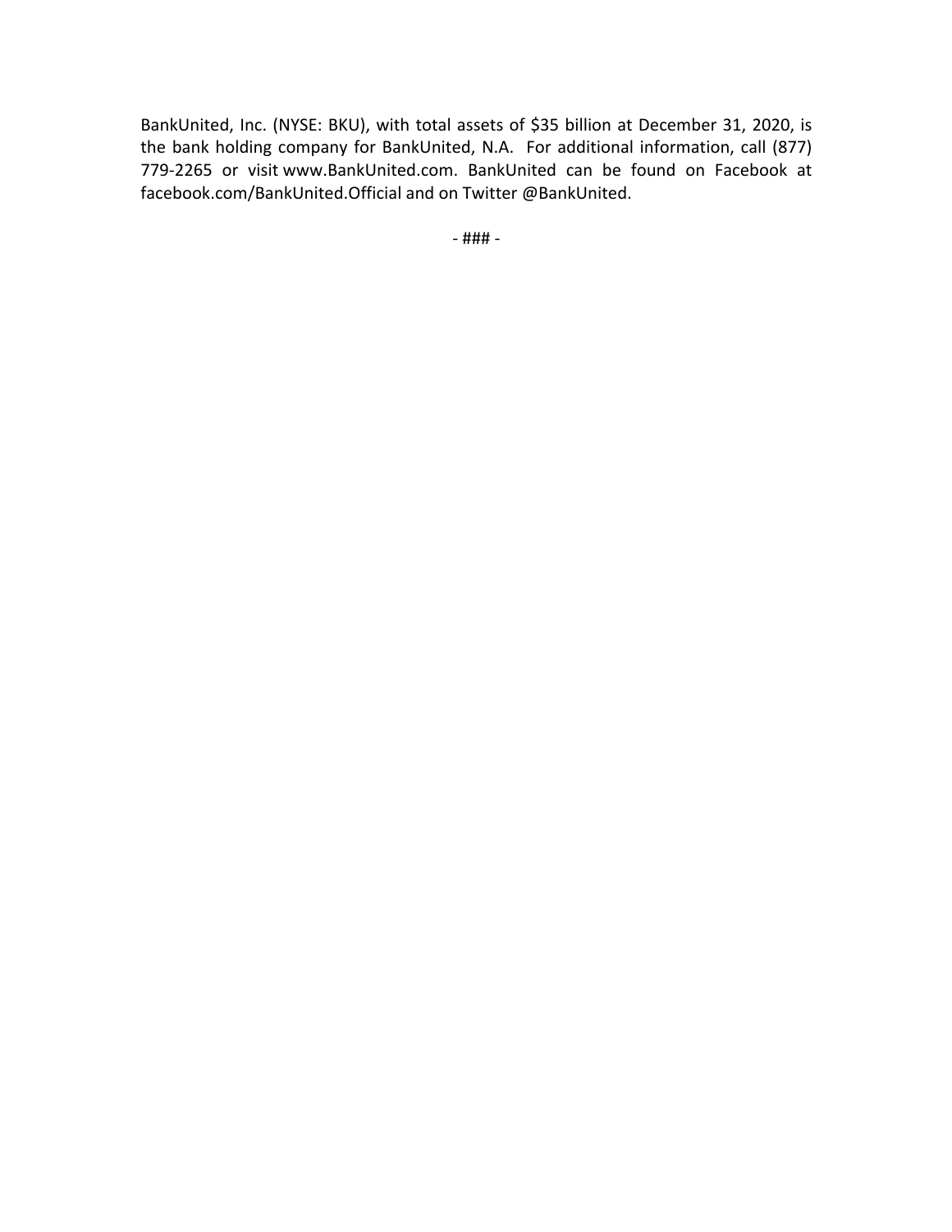BankUnited, Inc. (NYSE: BKU), with total assets of $35 billion at December 31, 2020, is the bank holding company for BankUnited, N.A. For additional information, call (877) 779-2265 or visit www.BankUnited.com. BankUnited can be found on Facebook at facebook.com/BankUnited.Official and on Twitter @BankUnited.

- ### -